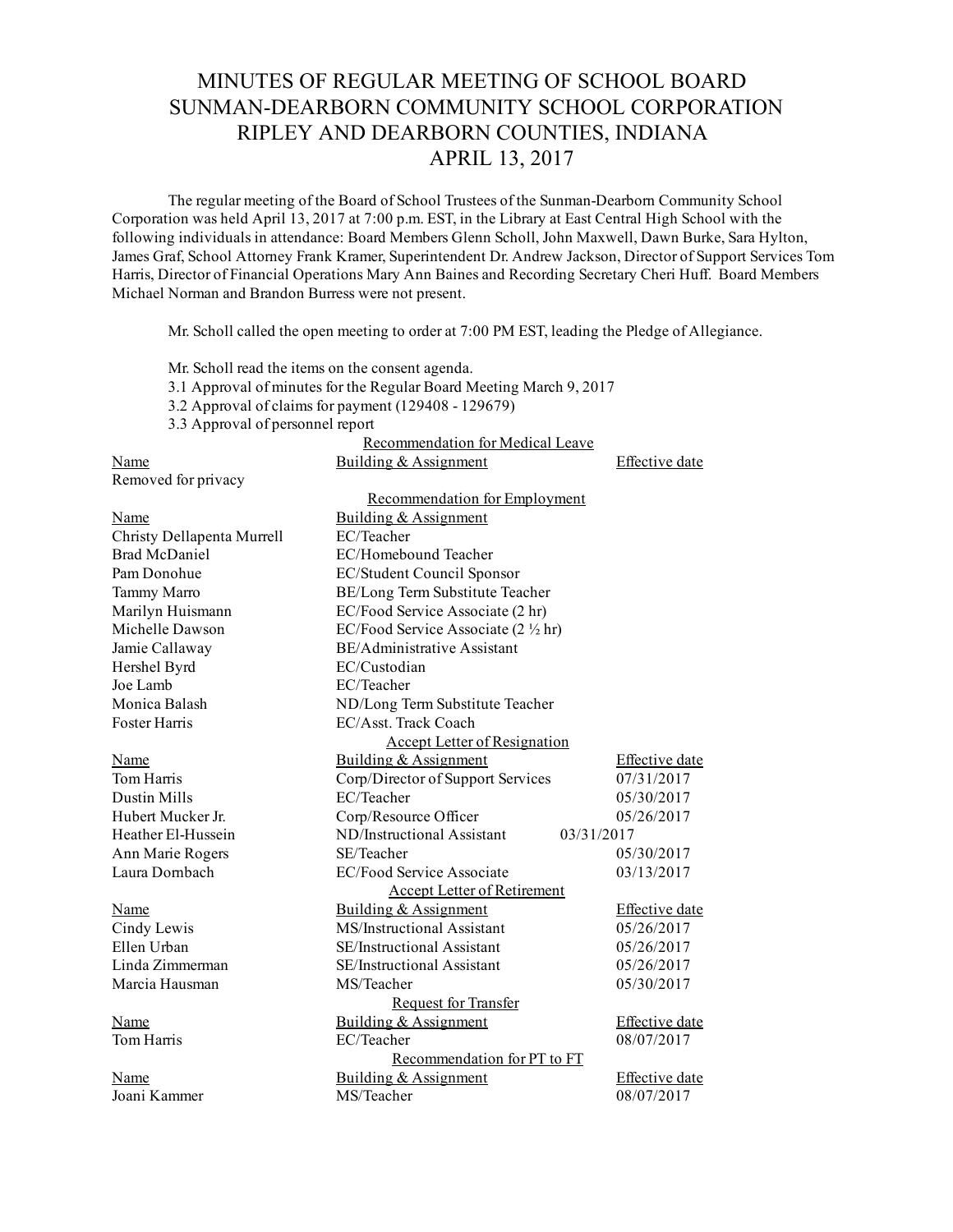# MINUTES OF REGULAR MEETING OF SCHOOL BOARD
# SUNMAN-DEARBORN COMMUNITY SCHOOL CORPORATION
# RIPLEY AND DEARBORN COUNTIES, INDIANA
# APRIL 13, 2017

The regular meeting of the Board of School Trustees of the Sunman-Dearborn Community School Corporation was held April 13, 2017 at 7:00 p.m. EST, in the Library at East Central High School with the following individuals in attendance: Board Members Glenn Scholl, John Maxwell, Dawn Burke, Sara Hylton, James Graf, School Attorney Frank Kramer, Superintendent Dr. Andrew Jackson, Director of Support Services Tom Harris, Director of Financial Operations Mary Ann Baines and Recording Secretary Cheri Huff. Board Members Michael Norman and Brandon Burress were not present.

Mr. Scholl called the open meeting to order at 7:00 PM EST, leading the Pledge of Allegiance.

Mr. Scholl read the items on the consent agenda.

3.1 Approval of minutes for the Regular Board Meeting March 9, 2017
3.2 Approval of claims for payment (129408 - 129679)
3.3 Approval of personnel report

**Recommendation for Medical Leave**

| Name | Building & Assignment | Effective date |
|---|---|---|
| Removed for privacy | | |

**Recommendation for Employment**

| Name | Building & Assignment |
|---|---|
| Christy Dellapenta Murrell | EC/Teacher |
| Brad McDaniel | EC/Homebound Teacher |
| Pam Donohue | EC/Student Council Sponsor |
| Tammy Marro | BE/Long Term Substitute Teacher |
| Marilyn Huismann | EC/Food Service Associate (2 hr) |
| Michelle Dawson | EC/Food Service Associate (2 ½ hr) |
| Jamie Callaway | BE/Administrative Assistant |
| Hershel Byrd | EC/Custodian |
| Joe Lamb | EC/Teacher |
| Monica Balash | ND/Long Term Substitute Teacher |
| Foster Harris | EC/Asst. Track Coach |

**Accept Letter of Resignation**

| Name | Building & Assignment | Effective date |
|---|---|---|
| Tom Harris | Corp/Director of Support Services | 07/31/2017 |
| Dustin Mills | EC/Teacher | 05/30/2017 |
| Hubert Mucker Jr. | Corp/Resource Officer | 05/26/2017 |
| Heather El-Hussein | ND/Instructional Assistant | 03/31/2017 |
| Ann Marie Rogers | SE/Teacher | 05/30/2017 |
| Laura Dornbach | EC/Food Service Associate | 03/13/2017 |

**Accept Letter of Retirement**

| Name | Building & Assignment | Effective date |
|---|---|---|
| Cindy Lewis | MS/Instructional Assistant | 05/26/2017 |
| Ellen Urban | SE/Instructional Assistant | 05/26/2017 |
| Linda Zimmerman | SE/Instructional Assistant | 05/26/2017 |
| Marcia Hausman | MS/Teacher | 05/30/2017 |

**Request for Transfer**

| Name | Building & Assignment | Effective date |
|---|---|---|
| Tom Harris | EC/Teacher | 08/07/2017 |

**Recommendation for PT to FT**

| Name | Building & Assignment | Effective date |
|---|---|---|
| Joani Kammer | MS/Teacher | 08/07/2017 |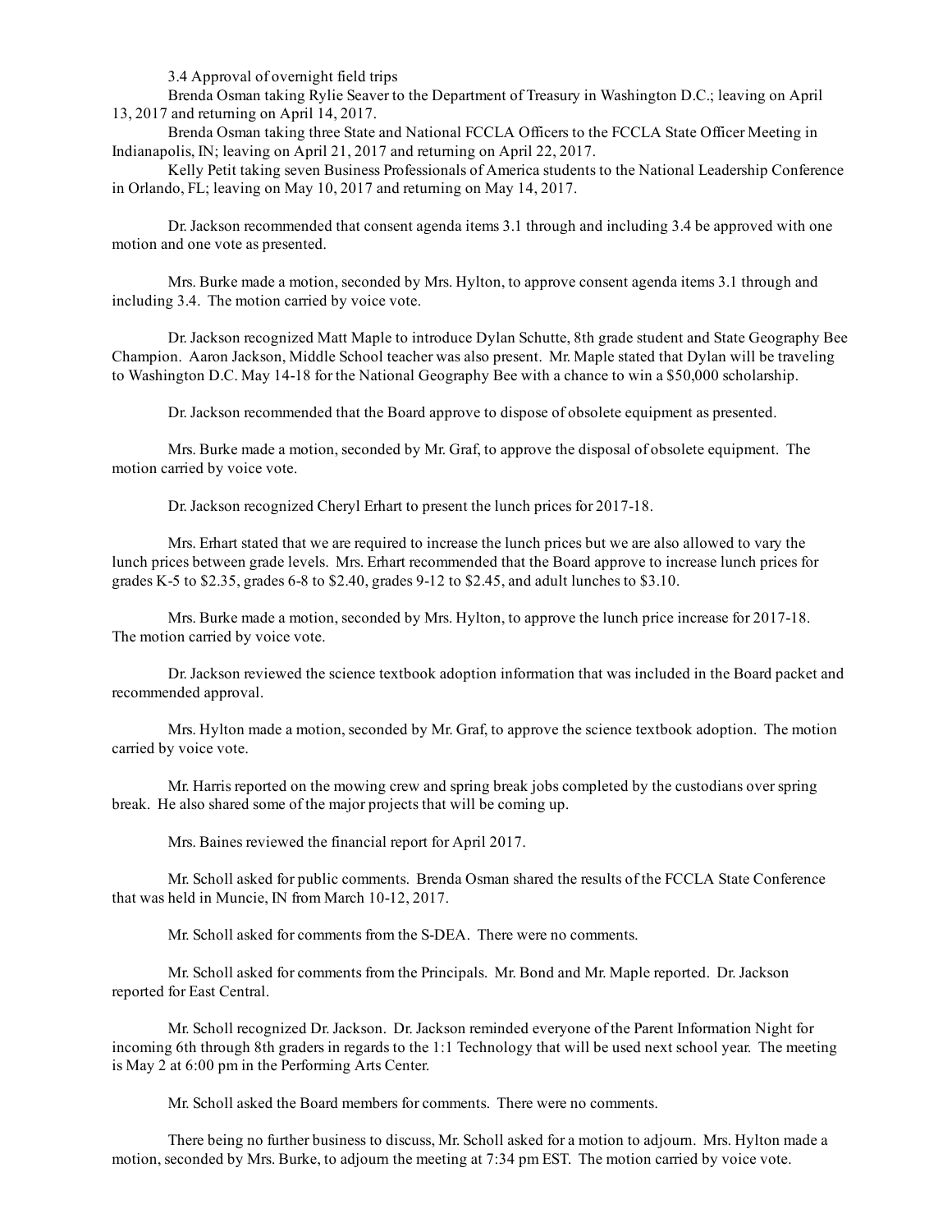3.4 Approval of overnight field trips

Brenda Osman taking Rylie Seaver to the Department of Treasury in Washington D.C.; leaving on April 13, 2017 and returning on April 14, 2017.

Brenda Osman taking three State and National FCCLA Officers to the FCCLA State Officer Meeting in Indianapolis, IN; leaving on April 21, 2017 and returning on April 22, 2017.

Kelly Petit taking seven Business Professionals of America students to the National Leadership Conference in Orlando, FL; leaving on May 10, 2017 and returning on May 14, 2017.

Dr. Jackson recommended that consent agenda items 3.1 through and including 3.4 be approved with one motion and one vote as presented.

Mrs. Burke made a motion, seconded by Mrs. Hylton, to approve consent agenda items 3.1 through and including 3.4. The motion carried by voice vote.

Dr. Jackson recognized Matt Maple to introduce Dylan Schutte, 8th grade student and State Geography Bee Champion. Aaron Jackson, Middle School teacher was also present. Mr. Maple stated that Dylan will be traveling to Washington D.C. May 14-18 for the National Geography Bee with a chance to win a $50,000 scholarship.

Dr. Jackson recommended that the Board approve to dispose of obsolete equipment as presented.

Mrs. Burke made a motion, seconded by Mr. Graf, to approve the disposal of obsolete equipment. The motion carried by voice vote.

Dr. Jackson recognized Cheryl Erhart to present the lunch prices for 2017-18.

Mrs. Erhart stated that we are required to increase the lunch prices but we are also allowed to vary the lunch prices between grade levels. Mrs. Erhart recommended that the Board approve to increase lunch prices for grades K-5 to $2.35, grades 6-8 to $2.40, grades 9-12 to $2.45, and adult lunches to $3.10.

Mrs. Burke made a motion, seconded by Mrs. Hylton, to approve the lunch price increase for 2017-18. The motion carried by voice vote.

Dr. Jackson reviewed the science textbook adoption information that was included in the Board packet and recommended approval.

Mrs. Hylton made a motion, seconded by Mr. Graf, to approve the science textbook adoption. The motion carried by voice vote.

Mr. Harris reported on the mowing crew and spring break jobs completed by the custodians over spring break. He also shared some of the major projects that will be coming up.

Mrs. Baines reviewed the financial report for April 2017.

Mr. Scholl asked for public comments. Brenda Osman shared the results of the FCCLA State Conference that was held in Muncie, IN from March 10-12, 2017.

Mr. Scholl asked for comments from the S-DEA. There were no comments.

Mr. Scholl asked for comments from the Principals. Mr. Bond and Mr. Maple reported. Dr. Jackson reported for East Central.

Mr. Scholl recognized Dr. Jackson. Dr. Jackson reminded everyone of the Parent Information Night for incoming 6th through 8th graders in regards to the 1:1 Technology that will be used next school year. The meeting is May 2 at 6:00 pm in the Performing Arts Center.

Mr. Scholl asked the Board members for comments. There were no comments.

There being no further business to discuss, Mr. Scholl asked for a motion to adjourn. Mrs. Hylton made a motion, seconded by Mrs. Burke, to adjourn the meeting at 7:34 pm EST. The motion carried by voice vote.